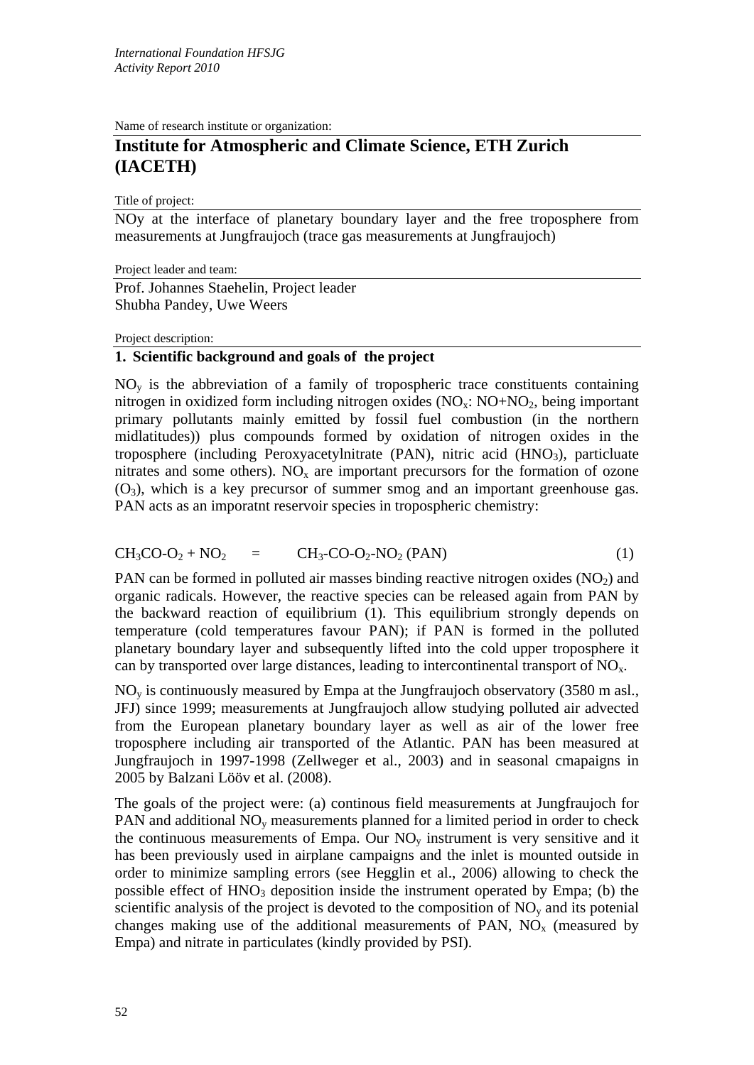*International Foundation HFSJG*
*Activity Report 2010*

Name of research institute or organization:

# Institute for Atmospheric and Climate Science, ETH Zurich (IACETH)

Title of project:

NOy at the interface of planetary boundary layer and the free troposphere from measurements at Jungfraujoch (trace gas measurements at Jungfraujoch)

Project leader and team:

Prof. Johannes Staehelin, Project leader
Shubha Pandey, Uwe Weers

Project description:

## 1. Scientific background and goals of the project

$NO_y$ is the abbreviation of a family of tropospheric trace constituents containing nitrogen in oxidized form including nitrogen oxides ($NO_x$: $NO+NO_2$, being important primary pollutants mainly emitted by fossil fuel combustion (in the northern midlatitudes)) plus compounds formed by oxidation of nitrogen oxides in the troposphere (including Peroxyacetylnitrate (PAN), nitric acid ($HNO_3$), particluate nitrates and some others). $NO_x$ are important precursors for the formation of ozone ($O_3$), which is a key precursor of summer smog and an important greenhouse gas. PAN acts as an imporatnt reservoir species in tropospheric chemistry:

$$CH_3CO\text{-}O_2 + NO_2 \quad = \quad CH_3\text{-}CO\text{-}O_2\text{-}NO_2 \text{ (PAN)} \qquad (1)$$

PAN can be formed in polluted air masses binding reactive nitrogen oxides ($NO_2$) and organic radicals. However, the reactive species can be released again from PAN by the backward reaction of equilibrium (1). This equilibrium strongly depends on temperature (cold temperatures favour PAN); if PAN is formed in the polluted planetary boundary layer and subsequently lifted into the cold upper troposphere it can by transported over large distances, leading to intercontinental transport of $NO_x$.

$NO_y$ is continuously measured by Empa at the Jungfraujoch observatory (3580 m asl., JFJ) since 1999; measurements at Jungfraujoch allow studying polluted air advected from the European planetary boundary layer as well as air of the lower free troposphere including air transported of the Atlantic. PAN has been measured at Jungfraujoch in 1997-1998 (Zellweger et al., 2003) and in seasonal cmapaigns in 2005 by Balzani Lööv et al. (2008).

The goals of the project were: (a) continous field measurements at Jungfraujoch for PAN and additional $NO_y$ measurements planned for a limited period in order to check the continuous measurements of Empa. Our $NO_y$ instrument is very sensitive and it has been previously used in airplane campaigns and the inlet is mounted outside in order to minimize sampling errors (see Hegglin et al., 2006) allowing to check the possible effect of $HNO_3$ deposition inside the instrument operated by Empa; (b) the scientific analysis of the project is devoted to the composition of $NO_y$ and its potenial changes making use of the additional measurements of PAN, $NO_x$ (measured by Empa) and nitrate in particulates (kindly provided by PSI).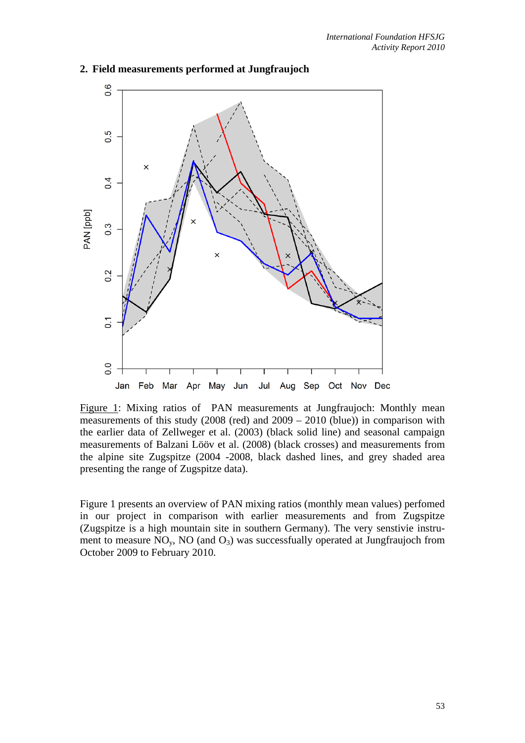## 2. Field measurements performed at Jungfraujoch

Figure 1: Mixing ratios of PAN measurements at Jungfraujoch: Monthly mean measurements of this study (2008 (red) and 2009 – 2010 (blue)) in comparison with the earlier data of Zellweger et al. (2003) (black solid line) and seasonal campaign measurements of Balzani Lööv et al. (2008) (black crosses) and measurements from the alpine site Zugspitze (2004 -2008, black dashed lines, and grey shaded area presenting the range of Zugspitze data).

Figure 1 presents an overview of PAN mixing ratios (monthly mean values) perfomed in our project in comparison with earlier measurements and from Zugspitze (Zugspitze is a high mountain site in southern Germany). The very senstivie instrument to measure $NO_y$, NO (and $O_3$) was successfully operated at Jungfraujoch from October 2009 to February 2010.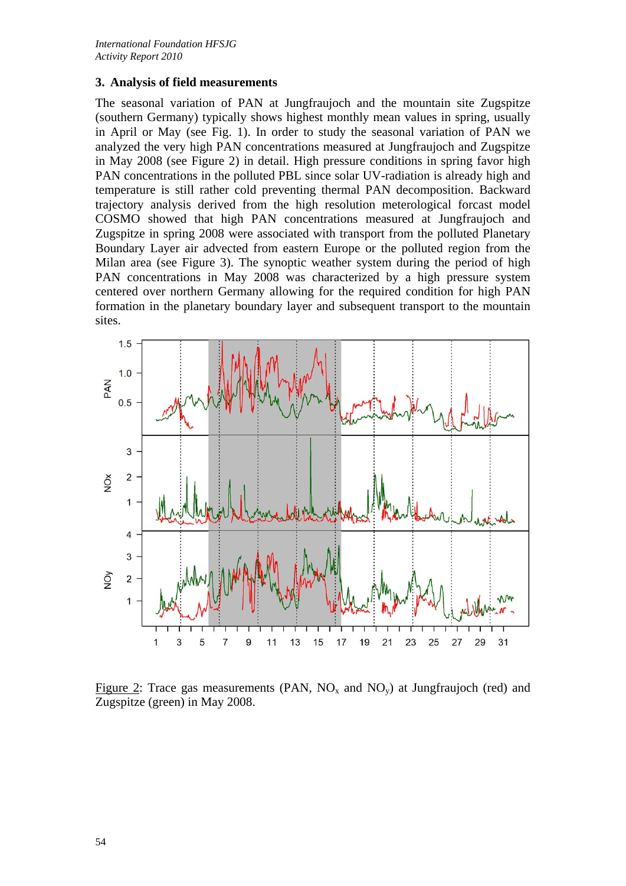## 3. Analysis of field measurements

The seasonal variation of PAN at Jungfraujoch and the mountain site Zugspitze (southern Germany) typically shows highest monthly mean values in spring, usually in April or May (see Fig. 1). In order to study the seasonal variation of PAN we analyzed the very high PAN concentrations measured at Jungfraujoch and Zugspitze in May 2008 (see Figure 2) in detail. High pressure conditions in spring favor high PAN concentrations in the polluted PBL since solar UV-radiation is already high and temperature is still rather cold preventing thermal PAN decomposition. Backward trajectory analysis derived from the high resolution meterological forcast model COSMO showed that high PAN concentrations measured at Jungfraujoch and Zugspitze in spring 2008 were associated with transport from the polluted Planetary Boundary Layer air advected from eastern Europe or the polluted region from the Milan area (see Figure 3). The synoptic weather system during the period of high PAN concentrations in May 2008 was characterized by a high pressure system centered over northern Germany allowing for the required condition for high PAN formation in the planetary boundary layer and subsequent transport to the mountain sites.

Figure 2: Trace gas measurements (PAN, $NO_x$ and $NO_y$) at Jungfraujoch (red) and Zugspitze (green) in May 2008.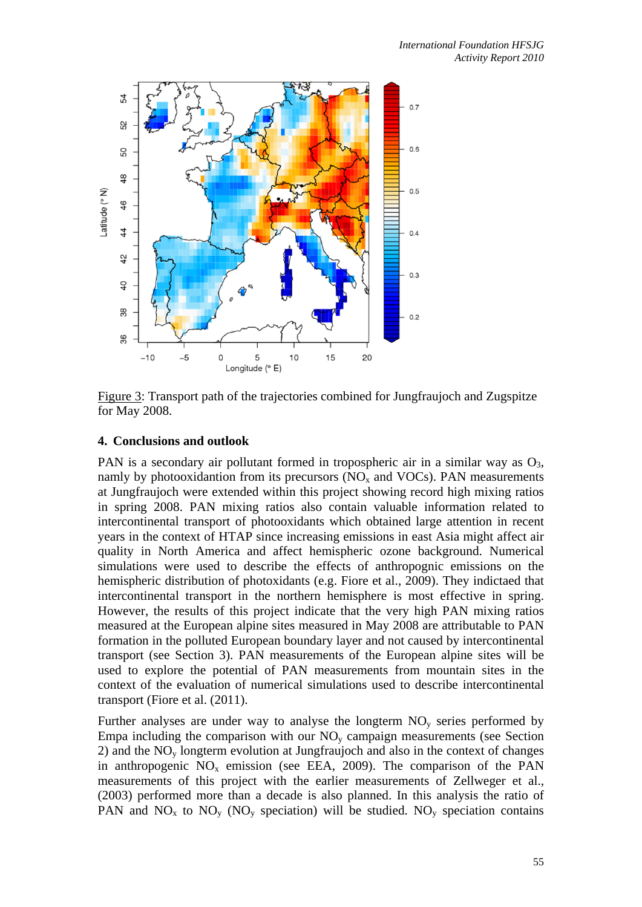Figure 3: Transport path of the trajectories combined for Jungfraujoch and Zugspitze for May 2008.

## 4. Conclusions and outlook

PAN is a secondary air pollutant formed in tropospheric air in a similar way as $O_3$, namely by photooxidantion from its precursors ($NO_x$ and VOCs). PAN measurements at Jungfraujoch were extended within this project showing record high mixing ratios in spring 2008. PAN mixing ratios also contain valuable information related to intercontinental transport of photooxidants which obtained large attention in recent years in the context of HTAP since increasing emissions in east Asia might affect air quality in North America and affect hemispheric ozone background. Numerical simulations were used to describe the effects of anthropognic emissions on the hemispheric distribution of photoxidants (e.g. Fiore et al., 2009). They indictaed that intercontinental transport in the northern hemisphere is most effective in spring. However, the results of this project indicate that the very high PAN mixing ratios measured at the European alpine sites measured in May 2008 are attributable to PAN formation in the polluted European boundary layer and not caused by intercontinental transport (see Section 3). PAN measurements of the European alpine sites will be used to explore the potential of PAN measurements from mountain sites in the context of the evaluation of numerical simulations used to describe intercontinental transport (Fiore et al. (2011).

Further analyses are under way to analyse the longterm $NO_y$ series performed by Empa including the comparison with our $NO_y$ campaign measurements (see Section 2) and the $NO_y$ longterm evolution at Jungfraujoch and also in the context of changes in anthropogenic $NO_x$ emission (see EEA, 2009). The comparison of the PAN measurements of this project with the earlier measurements of Zellweger et al., (2003) performed more than a decade is also planned. In this analysis the ratio of PAN and $NO_x$ to $NO_y$ ($NO_y$ speciation) will be studied. $NO_y$ speciation contains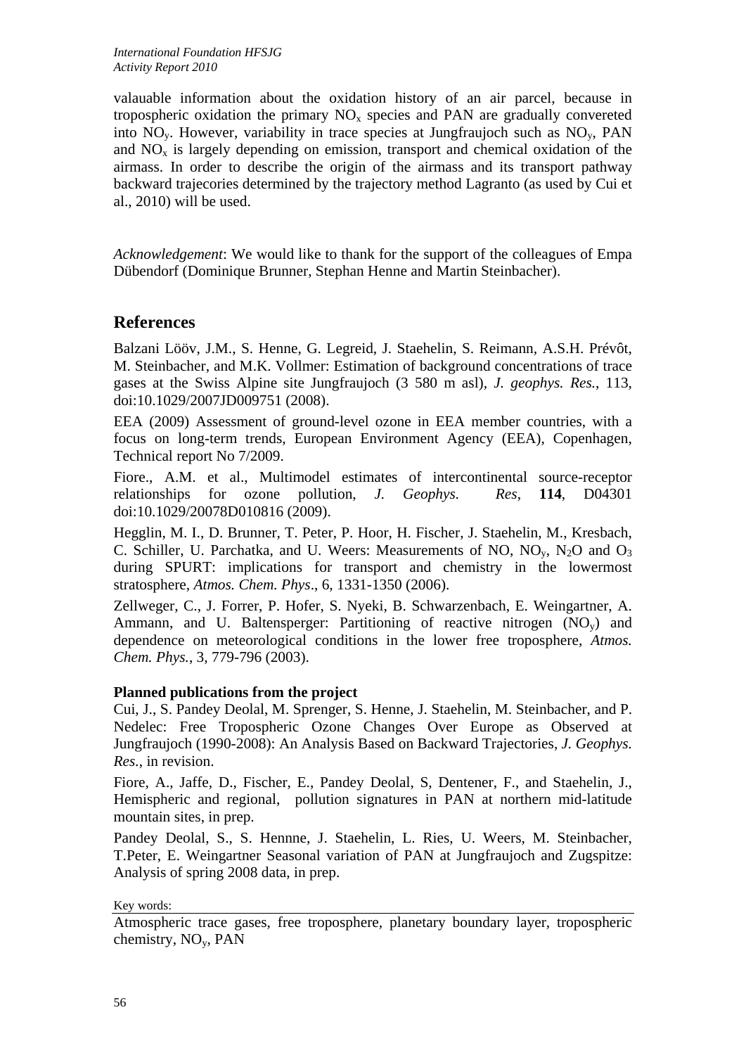valauable information about the oxidation history of an air parcel, because in tropospheric oxidation the primary $NO_x$ species and PAN are gradually convereted into $NO_y$. However, variability in trace species at Jungfraujoch such as $NO_y$, PAN and $NO_x$ is largely depending on emission, transport and chemical oxidation of the airmass. In order to describe the origin of the airmass and its transport pathway backward trajecories determined by the trajectory method Lagranto (as used by Cui et al., 2010) will be used.

*Acknowledgement*: We would like to thank for the support of the colleagues of Empa Dübendorf (Dominique Brunner, Stephan Henne and Martin Steinbacher).

## References

Balzani Lööv, J.M., S. Henne, G. Legreid, J. Staehelin, S. Reimann, A.S.H. Prévôt, M. Steinbacher, and M.K. Vollmer: Estimation of background concentrations of trace gases at the Swiss Alpine site Jungfraujoch (3 580 m asl), *J. geophys. Res.*, 113, doi:10.1029/2007JD009751 (2008).

EEA (2009) Assessment of ground-level ozone in EEA member countries, with a focus on long-term trends, European Environment Agency (EEA), Copenhagen, Technical report No 7/2009.

Fiore., A.M. et al., Multimodel estimates of intercontinental source-receptor relationships for ozone pollution, *J. Geophys. Res*, **114**, D04301 doi:10.1029/20078D010816 (2009).

Hegglin, M. I., D. Brunner, T. Peter, P. Hoor, H. Fischer, J. Staehelin, M., Kresbach, C. Schiller, U. Parchatka, and U. Weers: Measurements of NO, $NO_y$, $N_2O$ and $O_3$ during SPURT: implications for transport and chemistry in the lowermost stratosphere, *Atmos. Chem. Phys*., 6, 1331-1350 (2006).

Zellweger, C., J. Forrer, P. Hofer, S. Nyeki, B. Schwarzenbach, E. Weingartner, A. Ammann, and U. Baltensperger: Partitioning of reactive nitrogen ($NO_y$) and dependence on meteorological conditions in the lower free troposphere, *Atmos. Chem. Phys.*, 3, 779-796 (2003).

**Planned publications from the project**

Cui, J., S. Pandey Deolal, M. Sprenger, S. Henne, J. Staehelin, M. Steinbacher, and P. Nedelec: Free Tropospheric Ozone Changes Over Europe as Observed at Jungfraujoch (1990-2008): An Analysis Based on Backward Trajectories, *J. Geophys. Res*., in revision.

Fiore, A., Jaffe, D., Fischer, E., Pandey Deolal, S, Dentener, F., and Staehelin, J., Hemispheric and regional, pollution signatures in PAN at northern mid-latitude mountain sites, in prep.

Pandey Deolal, S., S. Hennne, J. Staehelin, L. Ries, U. Weers, M. Steinbacher, T.Peter, E. Weingartner Seasonal variation of PAN at Jungfraujoch and Zugspitze: Analysis of spring 2008 data, in prep.

Key words:

Atmospheric trace gases, free troposphere, planetary boundary layer, tropospheric chemistry, $NO_y$, PAN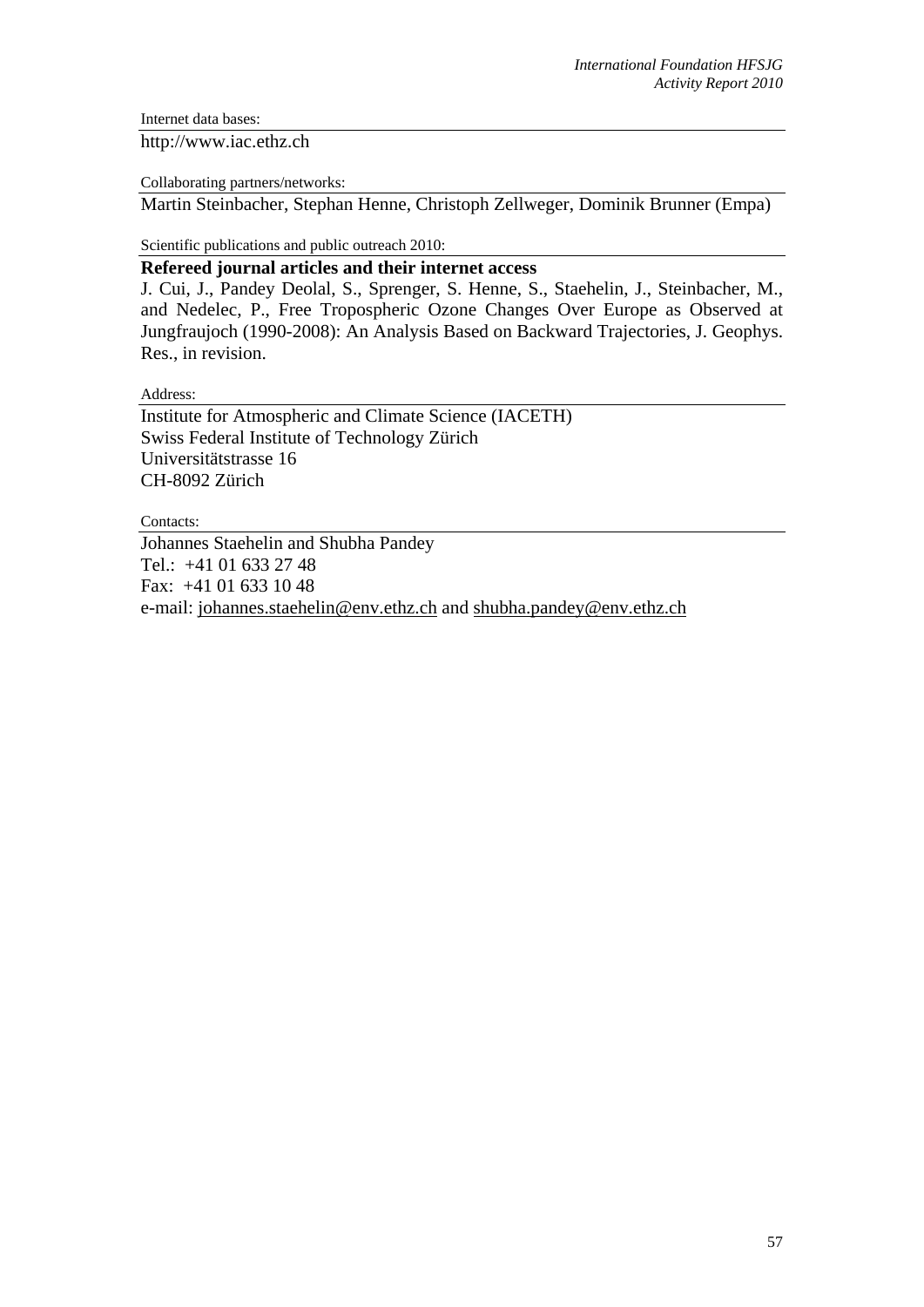Internet data bases:

http://www.iac.ethz.ch

Collaborating partners/networks:

Martin Steinbacher, Stephan Henne, Christoph Zellweger, Dominik Brunner (Empa)

Scientific publications and public outreach 2010:

**Refereed journal articles and their internet access**

J. Cui, J., Pandey Deolal, S., Sprenger, S. Henne, S., Staehelin, J., Steinbacher, M., and Nedelec, P., Free Tropospheric Ozone Changes Over Europe as Observed at Jungfraujoch (1990-2008): An Analysis Based on Backward Trajectories, J. Geophys. Res., in revision.

Address:

Institute for Atmospheric and Climate Science (IACETH)
Swiss Federal Institute of Technology Zürich
Universitätstrasse 16
CH-8092 Zürich

Contacts:

Johannes Staehelin and Shubha Pandey
Tel.: +41 01 633 27 48
Fax: +41 01 633 10 48
e-mail: johannes.staehelin@env.ethz.ch and shubha.pandey@env.ethz.ch